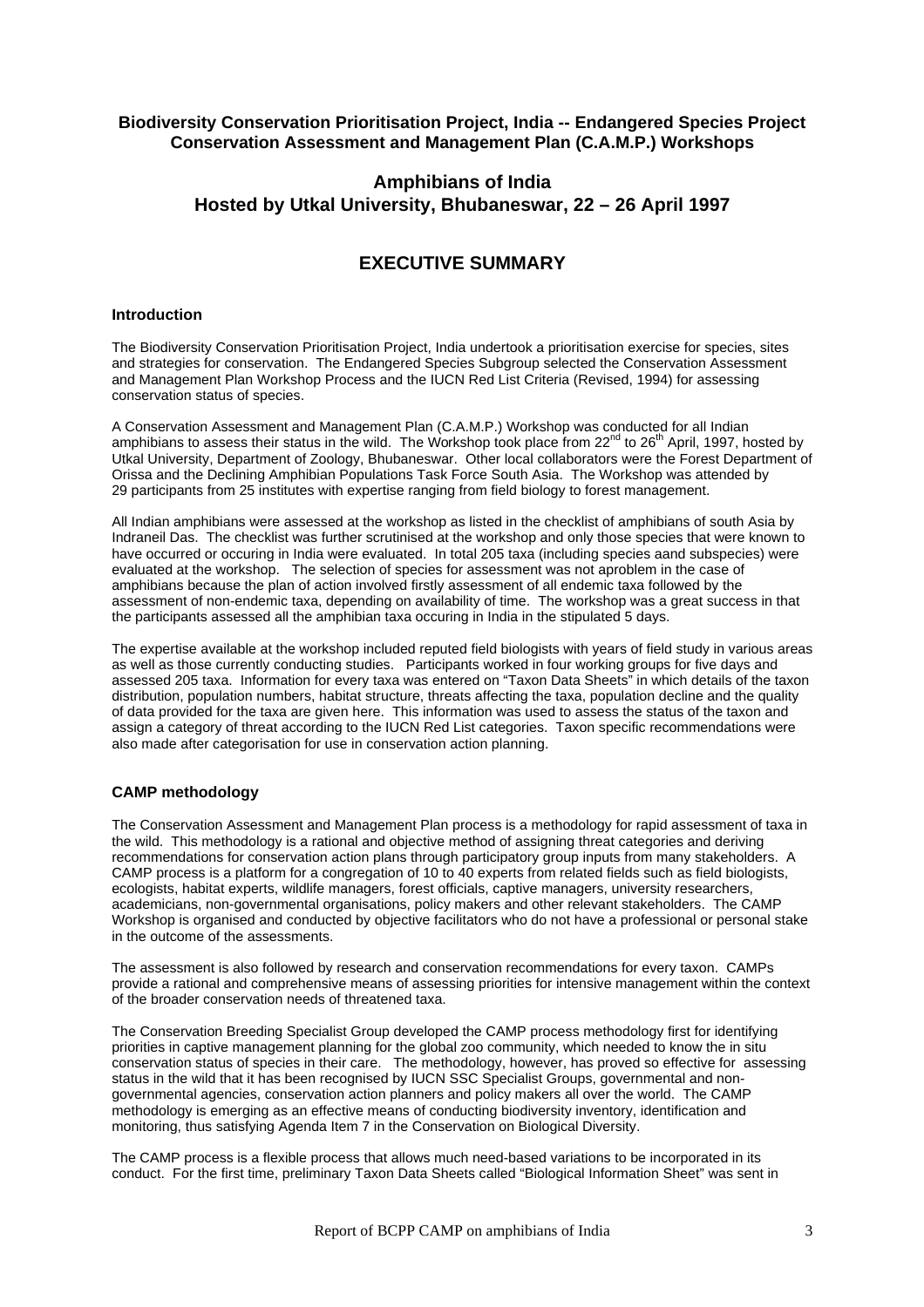**Biodiversity Conservation Prioritisation Project, India -- Endangered Species Project Conservation Assessment and Management Plan (C.A.M.P.) Workshops**

## Amphibians of India
## Hosted by Utkal University, Bhubaneswar, 22 – 26 April 1997

# EXECUTIVE SUMMARY

### Introduction

The Biodiversity Conservation Prioritisation Project, India undertook a prioritisation exercise for species, sites and strategies for conservation. The Endangered Species Subgroup selected the Conservation Assessment and Management Plan Workshop Process and the IUCN Red List Criteria (Revised, 1994) for assessing conservation status of species.

A Conservation Assessment and Management Plan (C.A.M.P.) Workshop was conducted for all Indian amphibians to assess their status in the wild. The Workshop took place from 22nd to 26th April, 1997, hosted by Utkal University, Department of Zoology, Bhubaneswar. Other local collaborators were the Forest Department of Orissa and the Declining Amphibian Populations Task Force South Asia. The Workshop was attended by 29 participants from 25 institutes with expertise ranging from field biology to forest management.

All Indian amphibians were assessed at the workshop as listed in the checklist of amphibians of south Asia by Indraneil Das. The checklist was further scrutinised at the workshop and only those species that were known to have occurred or occuring in India were evaluated. In total 205 taxa (including species aand subspecies) were evaluated at the workshop. The selection of species for assessment was not aproblem in the case of amphibians because the plan of action involved firstly assessment of all endemic taxa followed by the assessment of non-endemic taxa, depending on availability of time. The workshop was a great success in that the participants assessed all the amphibian taxa occuring in India in the stipulated 5 days.

The expertise available at the workshop included reputed field biologists with years of field study in various areas as well as those currently conducting studies. Participants worked in four working groups for five days and assessed 205 taxa. Information for every taxa was entered on "Taxon Data Sheets" in which details of the taxon distribution, population numbers, habitat structure, threats affecting the taxa, population decline and the quality of data provided for the taxa are given here. This information was used to assess the status of the taxon and assign a category of threat according to the IUCN Red List categories. Taxon specific recommendations were also made after categorisation for use in conservation action planning.

### CAMP methodology

The Conservation Assessment and Management Plan process is a methodology for rapid assessment of taxa in the wild. This methodology is a rational and objective method of assigning threat categories and deriving recommendations for conservation action plans through participatory group inputs from many stakeholders. A CAMP process is a platform for a congregation of 10 to 40 experts from related fields such as field biologists, ecologists, habitat experts, wildlife managers, forest officials, captive managers, university researchers, academicians, non-governmental organisations, policy makers and other relevant stakeholders. The CAMP Workshop is organised and conducted by objective facilitators who do not have a professional or personal stake in the outcome of the assessments.

The assessment is also followed by research and conservation recommendations for every taxon. CAMPs provide a rational and comprehensive means of assessing priorities for intensive management within the context of the broader conservation needs of threatened taxa.

The Conservation Breeding Specialist Group developed the CAMP process methodology first for identifying priorities in captive management planning for the global zoo community, which needed to know the in situ conservation status of species in their care. The methodology, however, has proved so effective for assessing status in the wild that it has been recognised by IUCN SSC Specialist Groups, governmental and non-governmental agencies, conservation action planners and policy makers all over the world. The CAMP methodology is emerging as an effective means of conducting biodiversity inventory, identification and monitoring, thus satisfying Agenda Item 7 in the Conservation on Biological Diversity.

The CAMP process is a flexible process that allows much need-based variations to be incorporated in its conduct. For the first time, preliminary Taxon Data Sheets called "Biological Information Sheet" was sent in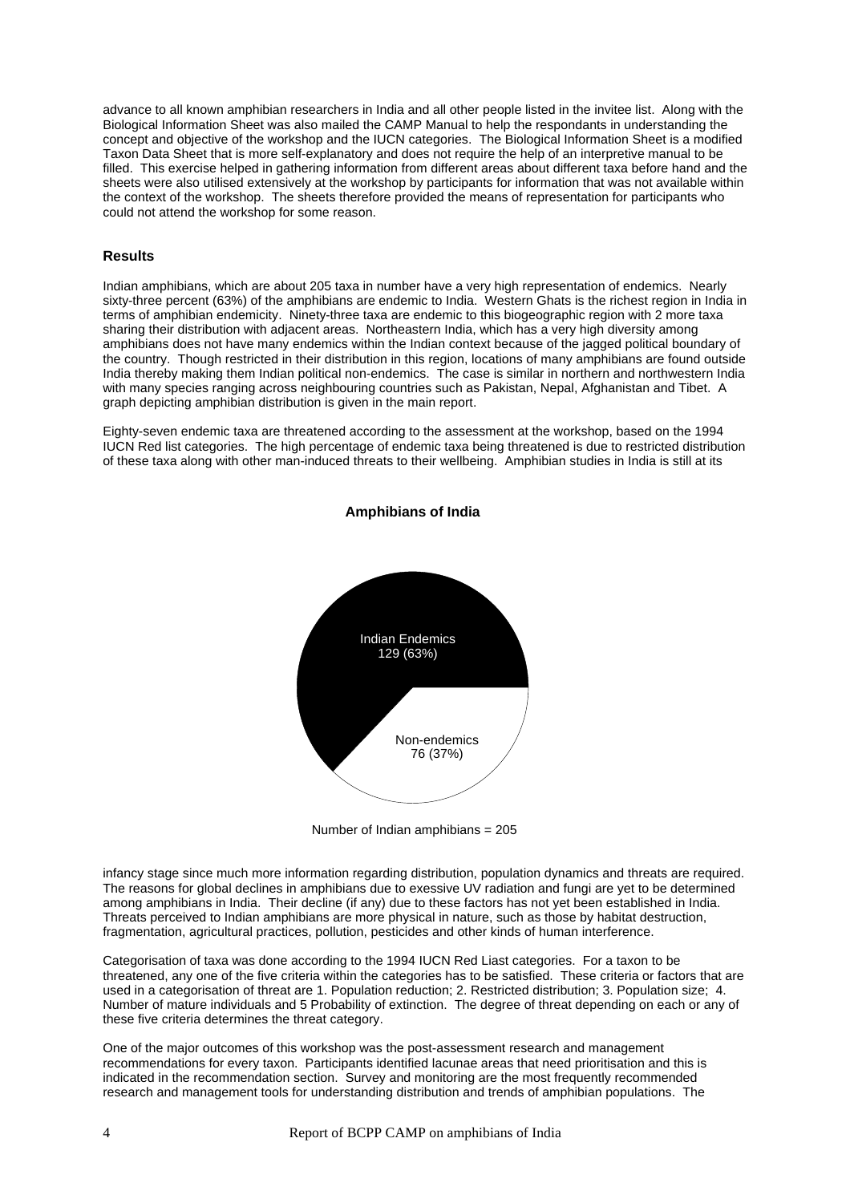advance to all known amphibian researchers in India and all other people listed in the invitee list. Along with the Biological Information Sheet was also mailed the CAMP Manual to help the respondants in understanding the concept and objective of the workshop and the IUCN categories. The Biological Information Sheet is a modified Taxon Data Sheet that is more self-explanatory and does not require the help of an interpretive manual to be filled. This exercise helped in gathering information from different areas about different taxa before hand and the sheets were also utilised extensively at the workshop by participants for information that was not available within the context of the workshop. The sheets therefore provided the means of representation for participants who could not attend the workshop for some reason.

### Results

Indian amphibians, which are about 205 taxa in number have a very high representation of endemics. Nearly sixty-three percent (63%) of the amphibians are endemic to India. Western Ghats is the richest region in India in terms of amphibian endemicity. Ninety-three taxa are endemic to this biogeographic region with 2 more taxa sharing their distribution with adjacent areas. Northeastern India, which has a very high diversity among amphibians does not have many endemics within the Indian context because of the jagged political boundary of the country. Though restricted in their distribution in this region, locations of many amphibians are found outside India thereby making them Indian political non-endemics. The case is similar in northern and northwestern India with many species ranging across neighbouring countries such as Pakistan, Nepal, Afghanistan and Tibet. A graph depicting amphibian distribution is given in the main report.

Eighty-seven endemic taxa are threatened according to the assessment at the workshop, based on the 1994 IUCN Red list categories. The high percentage of endemic taxa being threatened is due to restricted distribution of these taxa along with other man-induced threats to their wellbeing. Amphibian studies in India is still at its

**Amphibians of India**

Indian Endemics 129 (63%)

Non-endemics 76 (37%)

Number of Indian amphibians = 205

infancy stage since much more information regarding distribution, population dynamics and threats are required. The reasons for global declines in amphibians due to exessive UV radiation and fungi are yet to be determined among amphibians in India. Their decline (if any) due to these factors has not yet been established in India. Threats perceived to Indian amphibians are more physical in nature, such as those by habitat destruction, fragmentation, agricultural practices, pollution, pesticides and other kinds of human interference.

Categorisation of taxa was done according to the 1994 IUCN Red Liast categories. For a taxon to be threatened, any one of the five criteria within the categories has to be satisfied. These criteria or factors that are used in a categorisation of threat are 1. Population reduction; 2. Restricted distribution; 3. Population size; 4. Number of mature individuals and 5 Probability of extinction. The degree of threat depending on each or any of these five criteria determines the threat category.

One of the major outcomes of this workshop was the post-assessment research and management recommendations for every taxon. Participants identified lacunae areas that need prioritisation and this is indicated in the recommendation section. Survey and monitoring are the most frequently recommended research and management tools for understanding distribution and trends of amphibian populations. The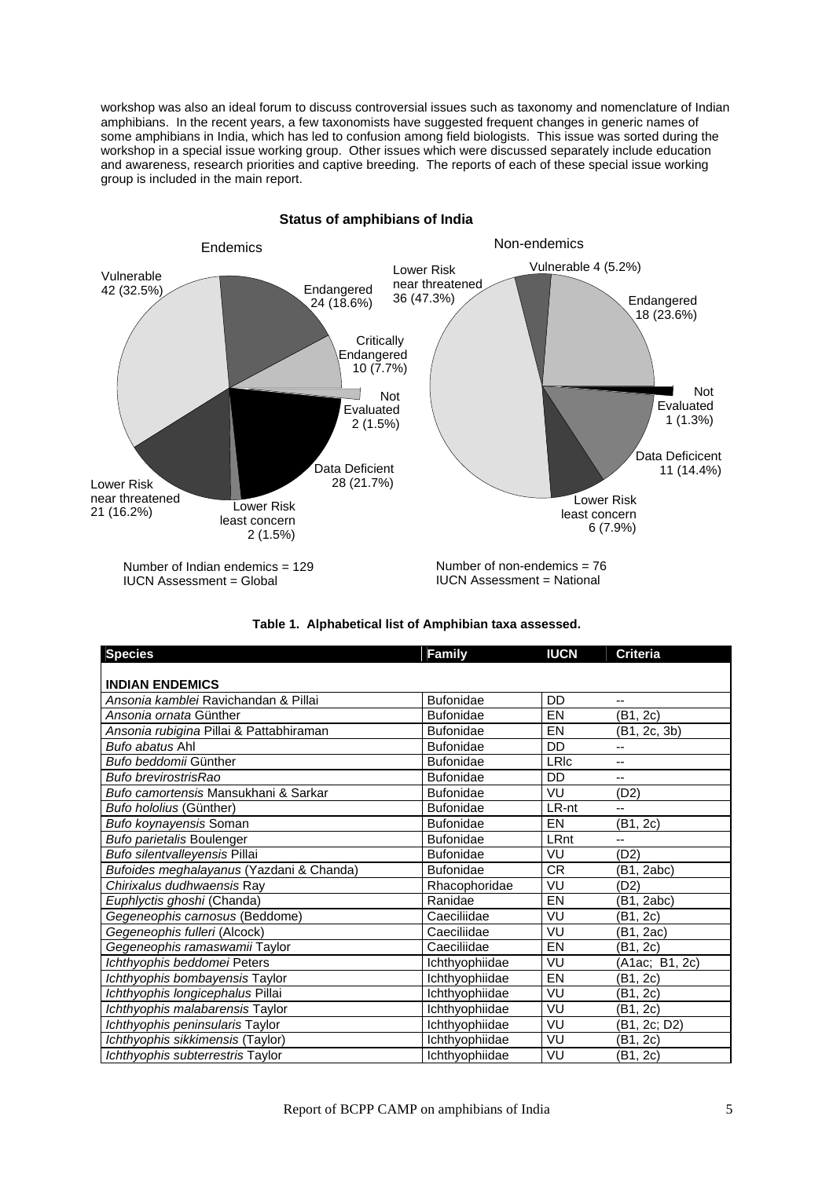workshop was also an ideal forum to discuss controversial issues such as taxonomy and nomenclature of Indian amphibians. In the recent years, a few taxonomists have suggested frequent changes in generic names of some amphibians in India, which has led to confusion among field biologists. This issue was sorted during the workshop in a special issue working group. Other issues which were discussed separately include education and awareness, research priorities and captive breeding. The reports of each of these special issue working group is included in the main report.

**Status of amphibians of India**

Endemics

Vulnerable 42 (32.5%)
Endangered 24 (18.6%)
Critically Endangered 10 (7.7%)
Not Evaluated 2 (1.5%)
Data Deficient 28 (21.7%)
Lower Risk least concern 2 (1.5%)
Lower Risk near threatened 21 (16.2%)

Number of Indian endemics = 129
IUCN Assessment = Global

Non-endemics

Lower Risk near threatened 36 (47.3%)
Vulnerable 4 (5.2%)
Endangered 18 (23.6%)
Not Evaluated 1 (1.3%)
Data Deficicent 11 (14.4%)
Lower Risk least concern 6 (7.9%)

Number of non-endemics = 76
IUCN Assessment = National

**Table 1. Alphabetical list of Amphibian taxa assessed.**

| Species | Family | IUCN | Criteria |
|---|---|---|---|
| **INDIAN ENDEMICS** | | | |
| *Ansonia kamblei* Ravichandan & Pillai | Bufonidae | DD | -- |
| *Ansonia ornata* Günther | Bufonidae | EN | (B1, 2c) |
| *Ansonia rubigina* Pillai & Pattabhiraman | Bufonidae | EN | (B1, 2c, 3b) |
| *Bufo abatus* Ahl | Bufonidae | DD | -- |
| *Bufo beddomii* Günther | Bufonidae | LRlc | -- |
| *Bufo brevirostris*Rao | Bufonidae | DD | -- |
| *Bufo camortensis* Mansukhani & Sarkar | Bufonidae | VU | (D2) |
| *Bufo hololius* (Günther) | Bufonidae | LR-nt | -- |
| *Bufo koynayensis* Soman | Bufonidae | EN | (B1, 2c) |
| *Bufo parietalis* Boulenger | Bufonidae | LRnt | -- |
| *Bufo silentvalleyensis* Pillai | Bufonidae | VU | (D2) |
| *Bufoides meghalayanus* (Yazdani & Chanda) | Bufonidae | CR | (B1, 2abc) |
| *Chirixalus dudhwaensis* Ray | Rhacophoridae | VU | (D2) |
| *Euphlyctis ghoshi* (Chanda) | Ranidae | EN | (B1, 2abc) |
| *Gegeneophis carnosus* (Beddome) | Caeciliidae | VU | (B1, 2c) |
| *Gegeneophis fulleri* (Alcock) | Caeciliidae | VU | (B1, 2ac) |
| *Gegeneophis ramaswamii* Taylor | Caeciliidae | EN | (B1, 2c) |
| *Ichthyophis beddomei* Peters | Ichthyophiidae | VU | (A1ac; B1, 2c) |
| *Ichthyophis bombayensis* Taylor | Ichthyophiidae | EN | (B1, 2c) |
| *Ichthyophis longicephalus* Pillai | Ichthyophiidae | VU | (B1, 2c) |
| *Ichthyophis malabarensis* Taylor | Ichthyophiidae | VU | (B1, 2c) |
| *Ichthyophis peninsularis* Taylor | Ichthyophiidae | VU | (B1, 2c; D2) |
| *Ichthyophis sikkimensis* (Taylor) | Ichthyophiidae | VU | (B1, 2c) |
| *Ichthyophis subterrestris* Taylor | Ichthyophiidae | VU | (B1, 2c) |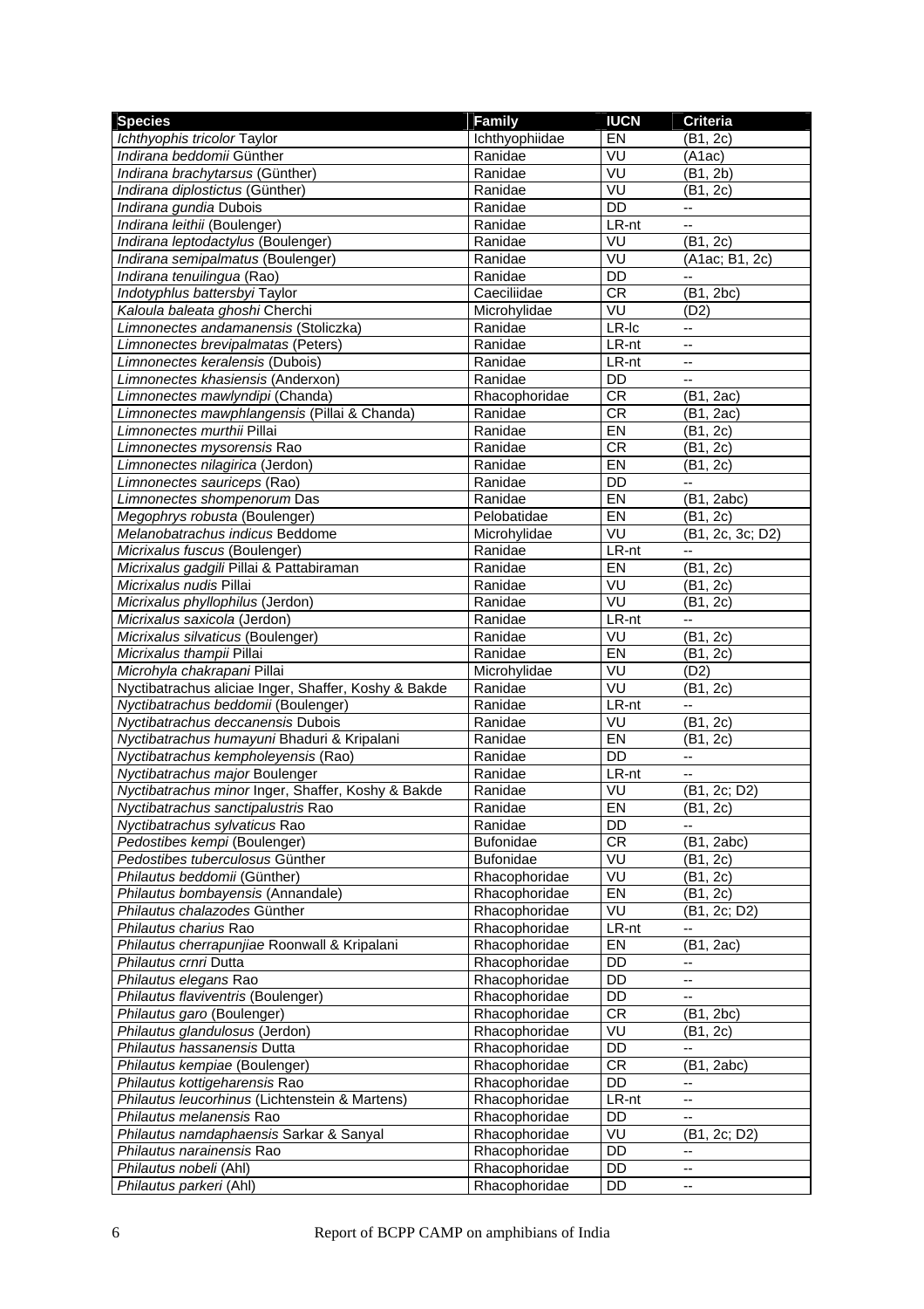| **Species** | **Family** | **IUCN** | **Criteria** |
|---|---|---|---|
| *Ichthyophis tricolor* Taylor | Ichthyophiidae | EN | (B1, 2c) |
| *Indirana beddomii* Günther | Ranidae | VU | (A1ac) |
| *Indirana brachytarsus* (Günther) | Ranidae | VU | (B1, 2b) |
| *Indirana diplostictus* (Günther) | Ranidae | VU | (B1, 2c) |
| *Indirana gundia* Dubois | Ranidae | DD | -- |
| *Indirana leithii* (Boulenger) | Ranidae | LR-nt | -- |
| *Indirana leptodactylus* (Boulenger) | Ranidae | VU | (B1, 2c) |
| *Indirana semipalmatus* (Boulenger) | Ranidae | VU | (A1ac; B1, 2c) |
| *Indirana tenuilingua* (Rao) | Ranidae | DD | -- |
| *Indotyphlus battersbyi* Taylor | Caeciliidae | CR | (B1, 2bc) |
| *Kaloula baleata ghoshi* Cherchi | Microhylidae | VU | (D2) |
| *Limnonectes andamanensis* (Stoliczka) | Ranidae | LR-lc | -- |
| *Limnonectes brevipalmatas* (Peters) | Ranidae | LR-nt | -- |
| *Limnonectes keralensis* (Dubois) | Ranidae | LR-nt | -- |
| *Limnonectes khasiensis* (Anderxon) | Ranidae | DD | -- |
| *Limnonectes mawlyndipi* (Chanda) | Rhacophoridae | CR | (B1, 2ac) |
| *Limnonectes mawphlangensis* (Pillai & Chanda) | Ranidae | CR | (B1, 2ac) |
| *Limnonectes murthii* Pillai | Ranidae | EN | (B1, 2c) |
| *Limnonectes mysorensis* Rao | Ranidae | CR | (B1, 2c) |
| *Limnonectes nilagirica* (Jerdon) | Ranidae | EN | (B1, 2c) |
| *Limnonectes sauriceps* (Rao) | Ranidae | DD | -- |
| *Limnonectes shompenorum* Das | Ranidae | EN | (B1, 2abc) |
| *Megophrys robusta* (Boulenger) | Pelobatidae | EN | (B1, 2c) |
| *Melanobatrachus indicus* Beddome | Microhylidae | VU | (B1, 2c, 3c; D2) |
| *Micrixalus fuscus* (Boulenger) | Ranidae | LR-nt | -- |
| *Micrixalus gadgili* Pillai & Pattabiraman | Ranidae | EN | (B1, 2c) |
| *Micrixalus nudis* Pillai | Ranidae | VU | (B1, 2c) |
| *Micrixalus phyllophilus* (Jerdon) | Ranidae | VU | (B1, 2c) |
| *Micrixalus saxicola* (Jerdon) | Ranidae | LR-nt | -- |
| *Micrixalus silvaticus* (Boulenger) | Ranidae | VU | (B1, 2c) |
| *Micrixalus thampii* Pillai | Ranidae | EN | (B1, 2c) |
| *Microhyla chakrapani* Pillai | Microhylidae | VU | (D2) |
| *Nyctibatrachus aliciae* Inger, Shaffer, Koshy & Bakde | Ranidae | VU | (B1, 2c) |
| *Nyctibatrachus beddomii* (Boulenger) | Ranidae | LR-nt | -- |
| *Nyctibatrachus deccanensis* Dubois | Ranidae | VU | (B1, 2c) |
| *Nyctibatrachus humayuni* Bhaduri & Kripalani | Ranidae | EN | (B1, 2c) |
| *Nyctibatrachus kempholeyensis* (Rao) | Ranidae | DD | -- |
| *Nyctibatrachus major* Boulenger | Ranidae | LR-nt | -- |
| *Nyctibatrachus minor* Inger, Shaffer, Koshy & Bakde | Ranidae | VU | (B1, 2c; D2) |
| *Nyctibatrachus sanctipalustris* Rao | Ranidae | EN | (B1, 2c) |
| *Nyctibatrachus sylvaticus* Rao | Ranidae | DD | -- |
| *Pedostibes kempi* (Boulenger) | Bufonidae | CR | (B1, 2abc) |
| *Pedostibes tuberculosus* Günther | Bufonidae | VU | (B1, 2c) |
| *Philautus beddomii* (Günther) | Rhacophoridae | VU | (B1, 2c) |
| *Philautus bombayensis* (Annandale) | Rhacophoridae | EN | (B1, 2c) |
| *Philautus chalazodes* Günther | Rhacophoridae | VU | (B1, 2c; D2) |
| *Philautus charius* Rao | Rhacophoridae | LR-nt | -- |
| *Philautus cherrapunjiae* Roonwall & Kripalani | Rhacophoridae | EN | (B1, 2ac) |
| *Philautus crnri* Dutta | Rhacophoridae | DD | -- |
| *Philautus elegans* Rao | Rhacophoridae | DD | -- |
| *Philautus flaviventris* (Boulenger) | Rhacophoridae | DD | -- |
| *Philautus garo* (Boulenger) | Rhacophoridae | CR | (B1, 2bc) |
| *Philautus glandulosus* (Jerdon) | Rhacophoridae | VU | (B1, 2c) |
| *Philautus hassanensis* Dutta | Rhacophoridae | DD | -- |
| *Philautus kempiae* (Boulenger) | Rhacophoridae | CR | (B1, 2abc) |
| *Philautus kottigeharensis* Rao | Rhacophoridae | DD | -- |
| *Philautus leucorhinus* (Lichtenstein & Martens) | Rhacophoridae | LR-nt | -- |
| *Philautus melanensis* Rao | Rhacophoridae | DD | -- |
| *Philautus namdaphaensis* Sarkar & Sanyal | Rhacophoridae | VU | (B1, 2c; D2) |
| *Philautus narainensis* Rao | Rhacophoridae | DD | -- |
| *Philautus nobeli* (Ahl) | Rhacophoridae | DD | -- |
| *Philautus parkeri* (Ahl) | Rhacophoridae | DD | -- |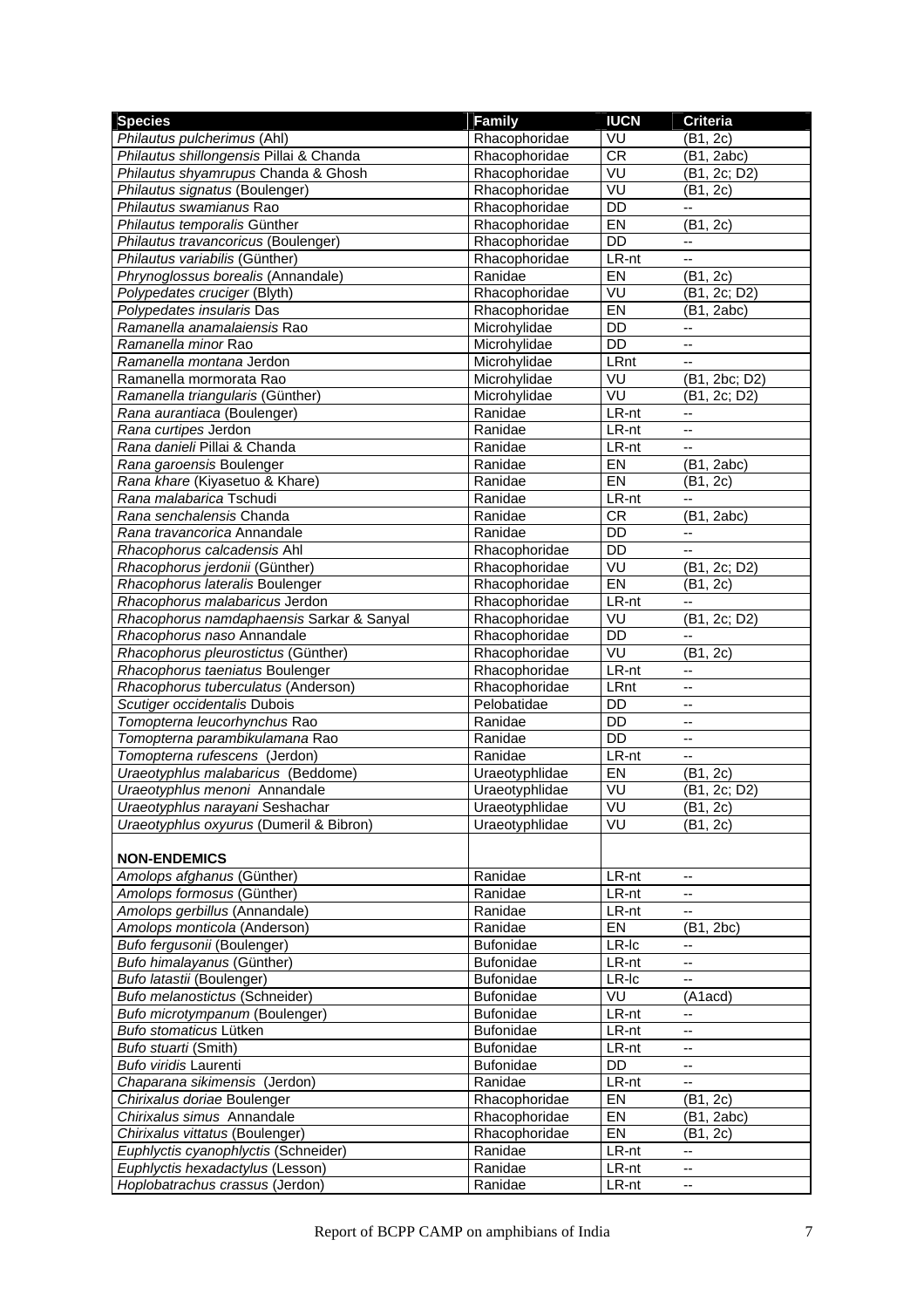| Species | Family | IUCN | Criteria |
|---|---|---|---|
| *Philautus pulcherimus* (Ahl) | Rhacophoridae | VU | (B1, 2c) |
| *Philautus shillongensis* Pillai & Chanda | Rhacophoridae | CR | (B1, 2abc) |
| *Philautus shyamrupus* Chanda & Ghosh | Rhacophoridae | VU | (B1, 2c; D2) |
| *Philautus signatus* (Boulenger) | Rhacophoridae | VU | (B1, 2c) |
| *Philautus swamianus* Rao | Rhacophoridae | DD | -- |
| *Philautus temporalis* Günther | Rhacophoridae | EN | (B1, 2c) |
| *Philautus travancoricus* (Boulenger) | Rhacophoridae | DD | -- |
| *Philautus variabilis* (Günther) | Rhacophoridae | LR-nt | -- |
| *Phrynoglossus borealis* (Annandale) | Ranidae | EN | (B1, 2c) |
| *Polypedates cruciger* (Blyth) | Rhacophoridae | VU | (B1, 2c; D2) |
| *Polypedates insularis* Das | Rhacophoridae | EN | (B1, 2abc) |
| *Ramanella anamalaiensis* Rao | Microhylidae | DD | -- |
| *Ramanella minor* Rao | Microhylidae | DD | -- |
| *Ramanella montana* Jerdon | Microhylidae | LRnt | -- |
| Ramanella mormorata Rao | Microhylidae | VU | (B1, 2bc; D2) |
| *Ramanella triangularis* (Günther) | Microhylidae | VU | (B1, 2c; D2) |
| *Rana aurantiaca* (Boulenger) | Ranidae | LR-nt | -- |
| *Rana curtipes* Jerdon | Ranidae | LR-nt | -- |
| *Rana danieli* Pillai & Chanda | Ranidae | LR-nt | -- |
| *Rana garoensis* Boulenger | Ranidae | EN | (B1, 2abc) |
| *Rana khare* (Kiyasetuo & Khare) | Ranidae | EN | (B1, 2c) |
| *Rana malabarica* Tschudi | Ranidae | LR-nt | -- |
| *Rana senchalensis* Chanda | Ranidae | CR | (B1, 2abc) |
| *Rana travancorica* Annandale | Ranidae | DD | -- |
| *Rhacophorus calcadensis* Ahl | Rhacophoridae | DD | -- |
| *Rhacophorus jerdonii* (Günther) | Rhacophoridae | VU | (B1, 2c; D2) |
| *Rhacophorus lateralis* Boulenger | Rhacophoridae | EN | (B1, 2c) |
| *Rhacophorus malabaricus* Jerdon | Rhacophoridae | LR-nt | -- |
| *Rhacophorus namdaphaensis* Sarkar & Sanyal | Rhacophoridae | VU | (B1, 2c; D2) |
| *Rhacophorus naso* Annandale | Rhacophoridae | DD | -- |
| *Rhacophorus pleurostictus* (Günther) | Rhacophoridae | VU | (B1, 2c) |
| *Rhacophorus taeniatus* Boulenger | Rhacophoridae | LR-nt | -- |
| *Rhacophorus tuberculatus* (Anderson) | Rhacophoridae | LRnt | -- |
| *Scutiger occidentalis* Dubois | Pelobatidae | DD | -- |
| *Tomopterna leucorhynchus* Rao | Ranidae | DD | -- |
| *Tomopterna parambikulamana* Rao | Ranidae | DD | -- |
| *Tomopterna rufescens* (Jerdon) | Ranidae | LR-nt | -- |
| *Uraeotyphlus malabaricus* (Beddome) | Uraeotyphlidae | EN | (B1, 2c) |
| *Uraeotyphlus menoni* Annandale | Uraeotyphlidae | VU | (B1, 2c; D2) |
| *Uraeotyphlus narayani* Seshachar | Uraeotyphlidae | VU | (B1, 2c) |
| *Uraeotyphlus oxyurus* (Dumeril & Bibron) | Uraeotyphlidae | VU | (B1, 2c) |
| **NON-ENDEMICS** | | | |
| *Amolops afghanus* (Günther) | Ranidae | LR-nt | -- |
| *Amolops formosus* (Günther) | Ranidae | LR-nt | -- |
| *Amolops gerbillus* (Annandale) | Ranidae | LR-nt | -- |
| *Amolops monticola* (Anderson) | Ranidae | EN | (B1, 2bc) |
| *Bufo fergusonii* (Boulenger) | Bufonidae | LR-lc | -- |
| *Bufo himalayanus* (Günther) | Bufonidae | LR-nt | -- |
| *Bufo latastii* (Boulenger) | Bufonidae | LR-lc | -- |
| *Bufo melanostictus* (Schneider) | Bufonidae | VU | (A1acd) |
| *Bufo microtympanum* (Boulenger) | Bufonidae | LR-nt | -- |
| *Bufo stomaticus* Lütken | Bufonidae | LR-nt | -- |
| *Bufo stuarti* (Smith) | Bufonidae | LR-nt | -- |
| *Bufo viridis* Laurenti | Bufonidae | DD | -- |
| *Chaparana sikimensis* (Jerdon) | Ranidae | LR-nt | -- |
| *Chirixalus doriae* Boulenger | Rhacophoridae | EN | (B1, 2c) |
| *Chirixalus simus* Annandale | Rhacophoridae | EN | (B1, 2abc) |
| *Chirixalus vittatus* (Boulenger) | Rhacophoridae | EN | (B1, 2c) |
| *Euphlyctis cyanophlyctis* (Schneider) | Ranidae | LR-nt | -- |
| *Euphlyctis hexadactylus* (Lesson) | Ranidae | LR-nt | -- |
| *Hoplobatrachus crassus* (Jerdon) | Ranidae | LR-nt | -- |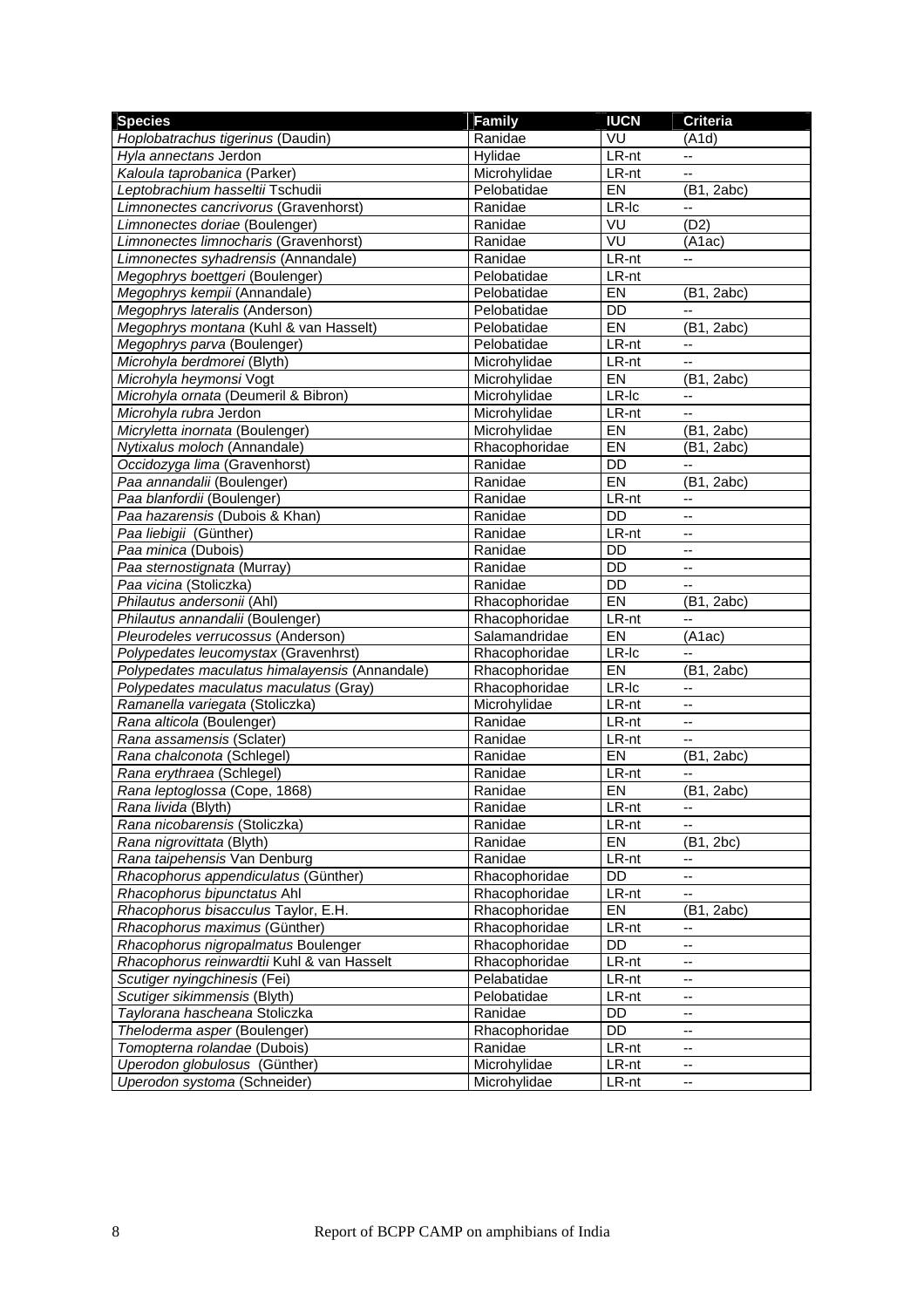| Species | Family | IUCN | Criteria |
|---|---|---|---|
| *Hoplobatrachus tigerinus* (Daudin) | Ranidae | VU | (A1d) |
| *Hyla annectans* Jerdon | Hylidae | LR-nt | -- |
| *Kaloula taprobanica* (Parker) | Microhylidae | LR-nt | -- |
| *Leptobrachium hasseltii* Tschudii | Pelobatidae | EN | (B1, 2abc) |
| *Limnonectes cancrivorus* (Gravenhorst) | Ranidae | LR-lc | -- |
| *Limnonectes doriae* (Boulenger) | Ranidae | VU | (D2) |
| *Limnonectes limnocharis* (Gravenhorst) | Ranidae | VU | (A1ac) |
| *Limnonectes syhadrensis* (Annandale) | Ranidae | LR-nt | -- |
| *Megophrys boettgeri* (Boulenger) | Pelobatidae | LR-nt | |
| *Megophrys kempii* (Annandale) | Pelobatidae | EN | (B1, 2abc) |
| *Megophrys lateralis* (Anderson) | Pelobatidae | DD | -- |
| *Megophrys montana* (Kuhl & van Hasselt) | Pelobatidae | EN | (B1, 2abc) |
| *Megophrys parva* (Boulenger) | Pelobatidae | LR-nt | -- |
| *Microhyla berdmorei* (Blyth) | Microhylidae | LR-nt | -- |
| *Microhyla heymonsi* Vogt | Microhylidae | EN | (B1, 2abc) |
| *Microhyla ornata* (Deumeril & Bibron) | Microhylidae | LR-lc | -- |
| *Microhyla rubra* Jerdon | Microhylidae | LR-nt | -- |
| *Micryletta inornata* (Boulenger) | Microhylidae | EN | (B1, 2abc) |
| *Nytixalus moloch* (Annandale) | Rhacophoridae | EN | (B1, 2abc) |
| *Occidozyga lima* (Gravenhorst) | Ranidae | DD | -- |
| *Paa annandalii* (Boulenger) | Ranidae | EN | (B1, 2abc) |
| *Paa blanfordii* (Boulenger) | Ranidae | LR-nt | -- |
| *Paa hazarensis* (Dubois & Khan) | Ranidae | DD | -- |
| *Paa liebigii* (Günther) | Ranidae | LR-nt | -- |
| *Paa minica* (Dubois) | Ranidae | DD | -- |
| *Paa sternostignata* (Murray) | Ranidae | DD | -- |
| *Paa vicina* (Stoliczka) | Ranidae | DD | -- |
| *Philautus andersonii* (Ahl) | Rhacophoridae | EN | (B1, 2abc) |
| *Philautus annandalii* (Boulenger) | Rhacophoridae | LR-nt | -- |
| *Pleurodeles verrucossus* (Anderson) | Salamandridae | EN | (A1ac) |
| *Polypedates leucomystax* (Gravenhrst) | Rhacophoridae | LR-lc | -- |
| *Polypedates maculatus himalayensis* (Annandale) | Rhacophoridae | EN | (B1, 2abc) |
| *Polypedates maculatus maculatus* (Gray) | Rhacophoridae | LR-lc | -- |
| *Ramanella variegata* (Stoliczka) | Microhylidae | LR-nt | -- |
| *Rana alticola* (Boulenger) | Ranidae | LR-nt | -- |
| *Rana assamensis* (Sclater) | Ranidae | LR-nt | -- |
| *Rana chalconota* (Schlegel) | Ranidae | EN | (B1, 2abc) |
| *Rana erythraea* (Schlegel) | Ranidae | LR-nt | -- |
| *Rana leptoglossa* (Cope, 1868) | Ranidae | EN | (B1, 2abc) |
| *Rana livida* (Blyth) | Ranidae | LR-nt | -- |
| *Rana nicobarensis* (Stoliczka) | Ranidae | LR-nt | -- |
| *Rana nigrovittata* (Blyth) | Ranidae | EN | (B1, 2bc) |
| *Rana taipehensis* Van Denburg | Ranidae | LR-nt | -- |
| *Rhacophorus appendiculatus* (Günther) | Rhacophoridae | DD | -- |
| *Rhacophorus bipunctatus* Ahl | Rhacophoridae | LR-nt | -- |
| *Rhacophorus bisacculus* Taylor, E.H. | Rhacophoridae | EN | (B1, 2abc) |
| *Rhacophorus maximus* (Günther) | Rhacophoridae | LR-nt | -- |
| *Rhacophorus nigropalmatus* Boulenger | Rhacophoridae | DD | -- |
| *Rhacophorus reinwardtii* Kuhl & van Hasselt | Rhacophoridae | LR-nt | -- |
| *Scutiger nyingchinesis* (Fei) | Pelabatidae | LR-nt | -- |
| *Scutiger sikimmensis* (Blyth) | Pelobatidae | LR-nt | -- |
| *Taylorana hascheana* Stoliczka | Ranidae | DD | -- |
| *Theloderma asper* (Boulenger) | Rhacophoridae | DD | -- |
| *Tomopterna rolandae* (Dubois) | Ranidae | LR-nt | -- |
| *Uperodon globulosus* (Günther) | Microhylidae | LR-nt | -- |
| *Uperodon systoma* (Schneider) | Microhylidae | LR-nt | -- |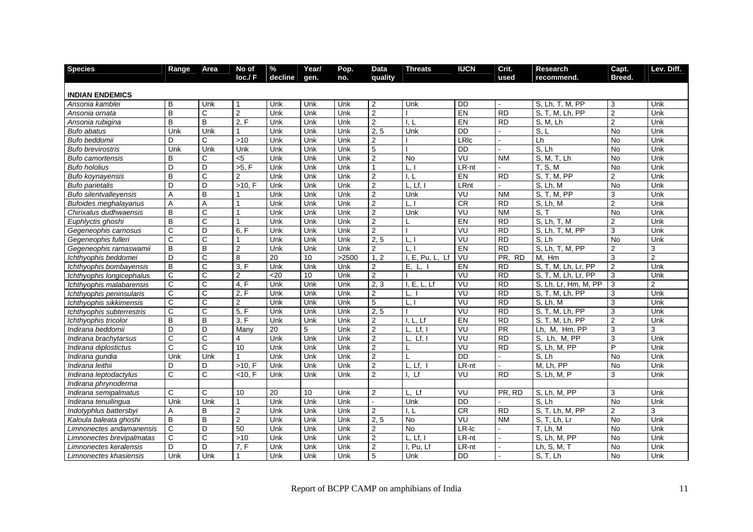| Species | Range | Area | No of loc./ F | % decline | Year/ gen. | Pop. no. | Data quality | Threats | IUCN | Crit. used | Research recommend. | Capt. Breed. | Lev. Diff. |
|---|---|---|---|---|---|---|---|---|---|---|---|---|---|
| **INDIAN ENDEMICS** | | | | | | | | | | | | | |
| *Ansonia kamblei* | B | Unk | 1 | Unk | Unk | Unk | 2 | Unk | DD | - | S, Lh, T, M, PP | 3 | Unk |
| *Ansonia ornata* | B | C | 2 | Unk | Unk | Unk | 2 | I | EN | RD | S, T, M, Lh, PP | 2 | Unk |
| *Ansonia rubigina* | B | B | 2, F | Unk | Unk | Unk | 2 | I, L | EN | RD | S, M, Lh | 2 | Unk |
| *Bufo abatus* | Unk | Unk | 1 | Unk | Unk | Unk | 2, 5 | Unk | DD | - | S, L | No | Unk |
| *Bufo beddomii* | D | C | >10 | Unk | Unk | Unk | 2 | I | LRlc | - | Lh | No | Unk |
| *Bufo brevirostris* | Unk | Unk | Unk | Unk | Unk | Unk | 5 | I | DD | - | S, Lh | No | Unk |
| *Bufo camortensis* | B | C | <5 | Unk | Unk | Unk | 2 | No | VU | NM | S, M, T, Lh | No | Unk |
| *Bufo hololius* | D | D | >5, F | Unk | Unk | Unk | 1 | L, I | LR-nt | - | T, S, M | No | Unk |
| *Bufo koynayensis* | B | C | 2 | Unk | Unk | Unk | 2 | I, L | EN | RD | S, T, M, PP | 2 | Unk |
| *Bufo parietalis* | D | D | >10, F | Unk | Unk | Unk | 2 | L, Lf, I | LRnt | - | S, Lh, M | No | Unk |
| *Bufo silentvalleyensis* | A | B | 1 | Unk | Unk | Unk | 2 | Unk | VU | NM | S, T, M, PP | 3 | Unk |
| *Bufoides meghalayanus* | A | A | 1 | Unk | Unk | Unk | 2 | L, I | CR | RD | S, Lh, M | 2 | Unk |
| *Chirixalus dudhwaensis* | B | C | 1 | Unk | Unk | Unk | 2 | Unk | VU | NM | S, T | No | Unk |
| *Euphlyctis ghoshi* | B | C | 1 | Unk | Unk | Unk | 2 | L | EN | RD | S, Lh, T, M | 2 | Unk |
| *Gegeneophis carnosus* | C | D | 6, F | Unk | Unk | Unk | 2 | I | VU | RD | S, Lh, T, M, PP | 3 | Unk |
| *Gegeneophis fulleri* | C | C | 1 | Unk | Unk | Unk | 2, 5 | L, I | VU | RD | S, Lh | No | Unk |
| *Gegeneophis ramaswamii* | B | B | 2 | Unk | Unk | Unk | 2 | L, I | EN | RD | S, Lh, T, M, PP | 2 | 3 |
| *Ichthyophis beddomei* | D | C | 8 | 20 | 10 | >2500 | 1, 2 | I, E, Pu, L, Lf | VU | PR, RD | M, Hm | 3 | 2 |
| *Ichthyophis bombayensis* | B | C | 3, F | Unk | Unk | Unk | 2 | E, L, I | EN | RD | S, T, M, Lh, Lr, PP | 2 | Unk |
| *Ichthyophis longicephalus* | C | C | 2 | <20 | 10 | Unk | 2 | I | VU | RD | S, T, M, Lh, Lr, PP | 3 | Unk |
| *Ichthyophis malabarensis* | C | C | 4, F | Unk | Unk | Unk | 2, 3 | I, E, L, Lf | VU | RD | S, Lh, Lr, Hm, M, PP | 3 | 2 |
| *Ichthyophis peninsularis* | C | C | 2, F | Unk | Unk | Unk | 2 | L, I | VU | RD | S, T, M, Lh, PP | 3 | Unk |
| *Ichthyophis sikkimensis* | C | C | 2 | Unk | Unk | Unk | 5 | L, I | VU | RD | S, Lh, M | 3 | Unk |
| *Ichthyophis subterrestris* | C | C | 5, F | Unk | Unk | Unk | 2, 5 | I | VU | RD | S, T, M, Lh, PP | 3 | Unk |
| *Ichthyophis tricolor* | B | B | 3, F | Unk | Unk | Unk | 2 | I, L, Lf | EN | RD | S, T, M, Lh, PP | 2 | Unk |
| *Indirana beddomii* | D | D | Many | 20 | 5 | Unk | 2 | L, Lf, I | VU | PR | Lh, M, Hm, PP | 3 | 3 |
| *Indirana brachytarsus* | C | C | 4 | Unk | Unk | Unk | 2 | L, Lf, I | VU | RD | S, Lh, M, PP | 3 | Unk |
| *Indirana diplostictus* | C | C | 10 | Unk | Unk | Unk | 2 | L | VU | RD | S, Lh, M, PP | P | Unk |
| *Indirana gundia* | Unk | Unk | 1 | Unk | Unk | Unk | 2 | L | DD | - | S, Lh | No | Unk |
| *Indirana leithii* | D | D | >10, F | Unk | Unk | Unk | 2 | L, Lf, I | LR-nt | - | M, Lh, PP | No | Unk |
| *Indirana leptodactylus* | C | C | <10, F | Unk | Unk | Unk | 2 | I, Lf | VU | RD | S, Lh, M, P | 3 | Unk |
| *Indirana phrynoderma* | | | | | | | | | | | | | |
| *Indirana semipalmatus* | C | C | 10 | 20 | 10 | Unk | 2 | L, Lf | VU | PR, RD | S, Lh, M, PP | 3 | Unk |
| *Indirana tenuilingua* | Unk | Unk | 1 | Unk | Unk | Unk | - | Unk | DD | - | S, Lh | No | Unk |
| *Indotyphlus battersbyi* | A | B | 2 | Unk | Unk | Unk | 2 | I, L | CR | RD | S, T, Lh, M, PP | 2 | 3 |
| *Kaloula baleata ghoshi* | B | B | 2 | Unk | Unk | Unk | 2, 5 | No | VU | NM | S, T, Lh, Lr | No | Unk |
| *Limnonectes andamanensis* | C | D | 50 | Unk | Unk | Unk | 2 | No | LR-lc | - | T, Lh, M | No | Unk |
| *Limnonectes brevipalmatas* | C | C | >10 | Unk | Unk | Unk | 2 | L, Lf, I | LR-nt | - | S, Lh, M, PP | No | Unk |
| *Limnonectes keralensis* | D | D | 7, F | Unk | Unk | Unk | 2 | I, Pu, Lf | LR-nt | - | Lh, S, M, T | No | Unk |
| *Limnonectes khasiensis* | Unk | Unk | 1 | Unk | Unk | Unk | 5 | Unk | DD | - | S, T, Lh | No | Unk |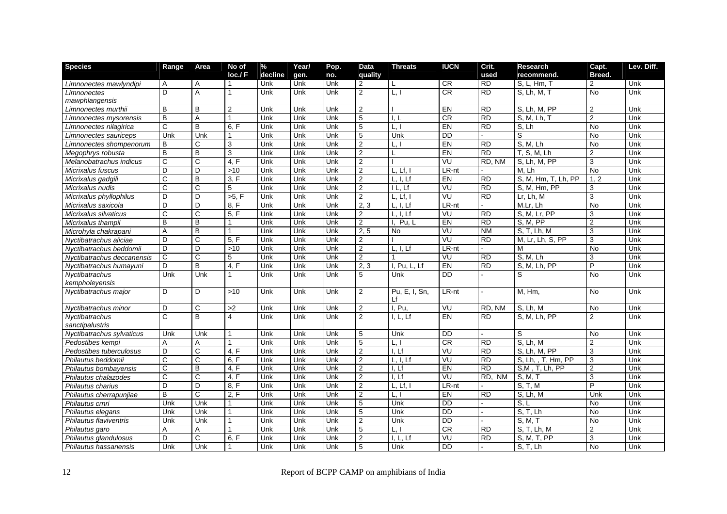| Species | Range | Area | No of loc./ F | % decline | Year/ gen. | Pop. no. | Data quality | Threats | IUCN | Crit. used | Research recommend. | Capt. Breed. | Lev. Diff. |
|---|---|---|---|---|---|---|---|---|---|---|---|---|---|
| *Limnonectes mawlyndipi* | A | A | 1 | Unk | Unk | Unk | 2 | L | CR | RD | S, L, Hm, T | 2 | Unk |
| *Limnonectes mawphlangensis* | D | A | 1 | Unk | Unk | Unk | 2 | L, I | CR | RD | S, Lh, M, T | No | Unk |
| *Limnonectes murthii* | B | B | 2 | Unk | Unk | Unk | 2 | I | EN | RD | S, Lh, M, PP | 2 | Unk |
| *Limnonectes mysorensis* | B | A | 1 | Unk | Unk | Unk | 5 | I, L | CR | RD | S, M, Lh, T | 2 | Unk |
| *Limnonectes nilagirica* | C | B | 6, F | Unk | Unk | Unk | 5 | L, I | EN | RD | S, Lh | No | Unk |
| *Limnonectes sauriceps* | Unk | Unk | 1 | Unk | Unk | Unk | 5 | Unk | DD | - | S | No | Unk |
| *Limnonectes shompenorum* | B | C | 3 | Unk | Unk | Unk | 2 | L, I | EN | RD | S, M, Lh | No | Unk |
| *Megophrys robusta* | B | B | 3 | Unk | Unk | Unk | 2 | L | EN | RD | T, S, M, Lh | 2 | Unk |
| *Melanobatrachus indicus* | C | C | 4, F | Unk | Unk | Unk | 2 | I | VU | RD, NM | S, Lh, M, PP | 3 | Unk |
| *Micrixalus fuscus* | D | D | >10 | Unk | Unk | Unk | 2 | L, Lf, I | LR-nt | - | M, Lh | No | Unk |
| *Micrixalus gadgili* | C | B | 3, F | Unk | Unk | Unk | 2 | L, I, Lf | EN | RD | S, M, Hm, T, Lh, PP | 1, 2 | Unk |
| *Micrixalus nudis* | C | C | 5 | Unk | Unk | Unk | 2 | I L, Lf | VU | RD | S, M, Hm, PP | 3 | Unk |
| *Micrixalus phyllophilus* | D | D | >5, F | Unk | Unk | Unk | 2 | L, Lf, I | VU | RD | Lr, Lh, M | 3 | Unk |
| *Micrixalus saxicola* | D | D | 8, F | Unk | Unk | Unk | 2, 3 | L, I, Lf | LR-nt | - | M.Lr, Lh | No | Unk |
| *Micrixalus silvaticus* | C | C | 5, F | Unk | Unk | Unk | 2 | L, I, Lf | VU | RD | S, M, Lr, PP | 3 | Unk |
| *Micrixalus thampii* | B | B | 1 | Unk | Unk | Unk | 2 | I, Pu, L | EN | RD | S, M, PP | 2 | Unk |
| *Microhyla chakrapani* | A | B | 1 | Unk | Unk | Unk | 2, 5 | No | VU | NM | S, T, Lh, M | 3 | Unk |
| *Nyctibatrachus aliciae* | D | C | 5, F | Unk | Unk | Unk | 2 | I | VU | RD | M, Lr, Lh, S, PP | 3 | Unk |
| *Nyctibatrachus beddomii* | D | D | >10 | Unk | Unk | Unk | 2 | L, I, Lf | LR-nt | - | M | No | Unk |
| *Nyctibatrachus deccanensis* | C | C | 5 | Unk | Unk | Unk | 2 | 1 | VU | RD | S, M, Lh | 3 | Unk |
| *Nyctibatrachus humayuni* | D | B | 4, F | Unk | Unk | Unk | 2, 3 | I, Pu, L, Lf | EN | RD | S, M, Lh, PP | P | Unk |
| *Nyctibatrachus kempholeyensis* | Unk | Unk | 1 | Unk | Unk | Unk | 5 | Unk | DD | - | S | No | Unk |
| *Nyctibatrachus major* | D | D | >10 | Unk | Unk | Unk | 2 | Pu, E, I, Sn, Lf | LR-nt | - | M, Hm, | No | Unk |
| *Nyctibatrachus minor* | D | C | >2 | Unk | Unk | Unk | 2 | I, Pu, | VU | RD, NM | S, Lh, M | No | Unk |
| *Nyctibatrachus sanctipalustris* | C | B | 4 | Unk | Unk | Unk | 2 | I, L, Lf | EN | RD | S, M, Lh, PP | 2 | Unk |
| *Nyctibatrachus sylvaticus* | Unk | Unk | 1 | Unk | Unk | Unk | 5 | Unk | DD | - | S | No | Unk |
| *Pedostibes kempi* | A | A | 1 | Unk | Unk | Unk | 5 | L, I | CR | RD | S, Lh, M | 2 | Unk |
| *Pedostibes tuberculosus* | D | C | 4, F | Unk | Unk | Unk | 2 | I, Lf | VU | RD | S, Lh, M, PP | 3 | Unk |
| *Philautus beddomii* | C | C | 6, F | Unk | Unk | Unk | 2 | L, I, Lf | VU | RD | S, Lh, , T, Hm, PP | 3 | Unk |
| *Philautus bombayensis* | C | B | 4, F | Unk | Unk | Unk | 2 | I, Lf | EN | RD | S,M , T, Lh, PP | 2 | Unk |
| *Philautus chalazodes* | C | C | 4, F | Unk | Unk | Unk | 2 | I, Lf | VU | RD, NM | S, M, T | 3 | Unk |
| *Philautus charius* | D | D | 8, F | Unk | Unk | Unk | 2 | L, Lf, I | LR-nt | - | S, T, M | P | Unk |
| *Philautus cherrapunjiae* | B | C | 2, F | Unk | Unk | Unk | 2 | L, I | EN | RD | S, Lh, M | Unk | Unk |
| *Philautus crnri* | Unk | Unk | 1 | Unk | Unk | Unk | 5 | Unk | DD | - | S, L | No | Unk |
| *Philautus elegans* | Unk | Unk | 1 | Unk | Unk | Unk | 5 | Unk | DD | - | S, T, Lh | No | Unk |
| *Philautus flaviventris* | Unk | Unk | 1 | Unk | Unk | Unk | 2 | Unk | DD | - | S, M, T | No | Unk |
| *Philautus garo* | A | A | 1 | Unk | Unk | Unk | 5 | L, I | CR | RD | S, T, Lh, M | 2 | Unk |
| *Philautus glandulosus* | D | C | 6, F | Unk | Unk | Unk | 2 | I, L, Lf | VU | RD | S, M, T, PP | 3 | Unk |
| *Philautus hassanensis* | Unk | Unk | 1 | Unk | Unk | Unk | 5 | Unk | DD | - | S, T, Lh | No | Unk |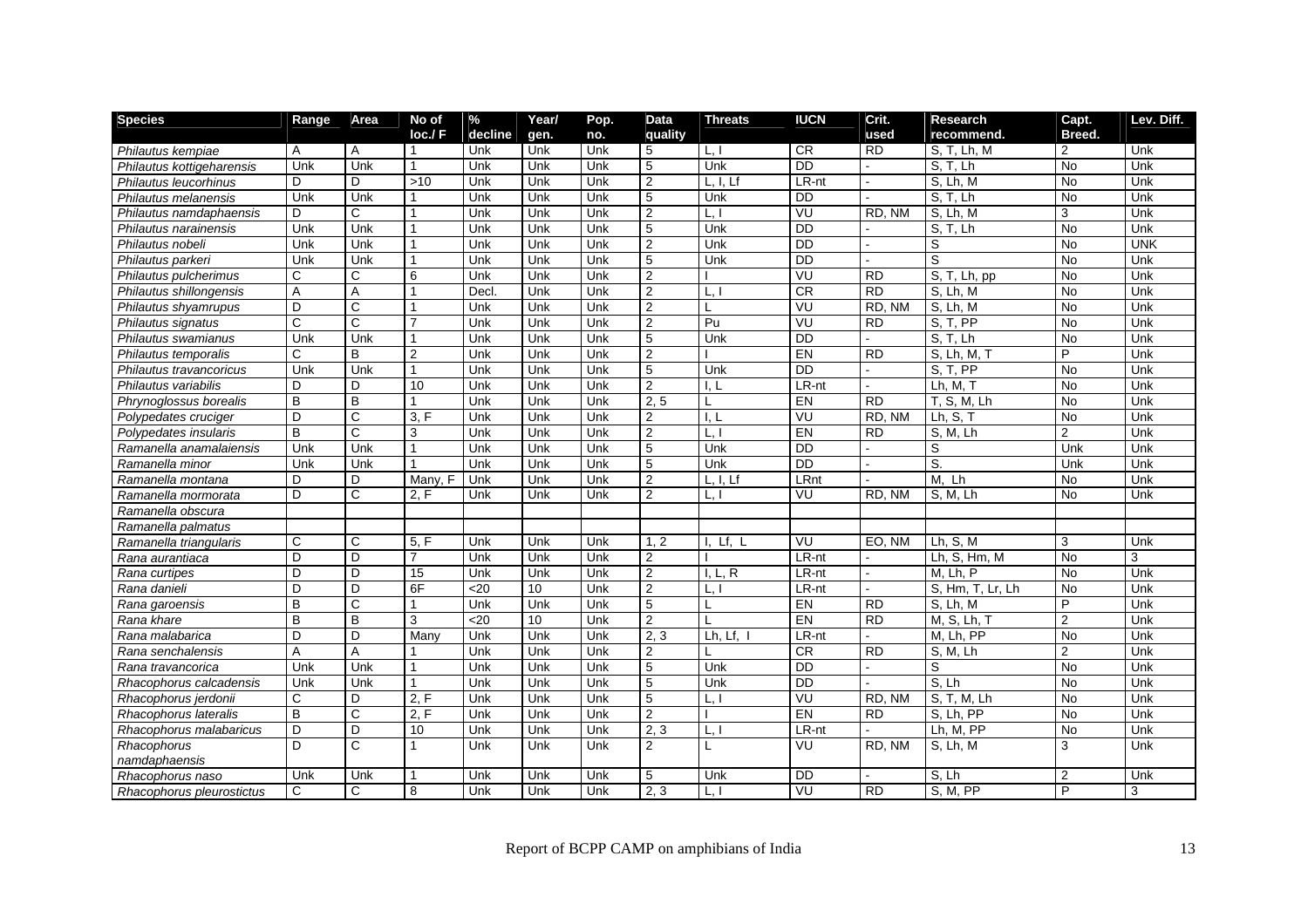| Species | Range | Area | No of loc./ F | % decline | Year/ gen. | Pop. no. | Data quality | Threats | IUCN | Crit. used | Research recommend. | Capt. Breed. | Lev. Diff. |
|---|---|---|---|---|---|---|---|---|---|---|---|---|---|
| *Philautus kempiae* | A | A | 1 | Unk | Unk | Unk | 5 | L, I | CR | RD | S, T, Lh, M | 2 | Unk |
| *Philautus kottigeharensis* | Unk | Unk | 1 | Unk | Unk | Unk | 5 | Unk | DD | - | S, T, Lh | No | Unk |
| *Philautus leucorhinus* | D | D | >10 | Unk | Unk | Unk | 2 | L, I, Lf | LR-nt | - | S, Lh, M | No | Unk |
| *Philautus melanensis* | Unk | Unk | 1 | Unk | Unk | Unk | 5 | Unk | DD | - | S, T, Lh | No | Unk |
| *Philautus namdaphaensis* | D | C | 1 | Unk | Unk | Unk | 2 | L, I | VU | RD, NM | S, Lh, M | 3 | Unk |
| *Philautus narainensis* | Unk | Unk | 1 | Unk | Unk | Unk | 5 | Unk | DD | - | S, T, Lh | No | Unk |
| *Philautus nobeli* | Unk | Unk | 1 | Unk | Unk | Unk | 2 | Unk | DD | - | S | No | UNK |
| *Philautus parkeri* | Unk | Unk | 1 | Unk | Unk | Unk | 5 | Unk | DD | - | S | No | Unk |
| *Philautus pulcherimus* | C | C | 6 | Unk | Unk | Unk | 2 | I | VU | RD | S, T, Lh, pp | No | Unk |
| *Philautus shillongensis* | A | A | 1 | Decl. | Unk | Unk | 2 | L, I | CR | RD | S, Lh, M | No | Unk |
| *Philautus shyamrupus* | D | C | 1 | Unk | Unk | Unk | 2 | L | VU | RD, NM | S, Lh, M | No | Unk |
| *Philautus signatus* | C | C | 7 | Unk | Unk | Unk | 2 | Pu | VU | RD | S, T, PP | No | Unk |
| *Philautus swamianus* | Unk | Unk | 1 | Unk | Unk | Unk | 5 | Unk | DD | - | S, T, Lh | No | Unk |
| *Philautus temporalis* | C | B | 2 | Unk | Unk | Unk | 2 | I | EN | RD | S, Lh, M, T | P | Unk |
| *Philautus travancoricus* | Unk | Unk | 1 | Unk | Unk | Unk | 5 | Unk | DD | - | S, T, PP | No | Unk |
| *Philautus variabilis* | D | D | 10 | Unk | Unk | Unk | 2 | I, L | LR-nt | - | Lh, M, T | No | Unk |
| *Phrynoglossus borealis* | B | B | 1 | Unk | Unk | Unk | 2, 5 | L | EN | RD | T, S, M, Lh | No | Unk |
| *Polypedates cruciger* | D | C | 3, F | Unk | Unk | Unk | 2 | I, L | VU | RD, NM | Lh, S, T | No | Unk |
| *Polypedates insularis* | B | C | 3 | Unk | Unk | Unk | 2 | L, I | EN | RD | S, M, Lh | 2 | Unk |
| *Ramanella anamalaiensis* | Unk | Unk | 1 | Unk | Unk | Unk | 5 | Unk | DD | - | S | Unk | Unk |
| *Ramanella minor* | Unk | Unk | 1 | Unk | Unk | Unk | 5 | Unk | DD | - | S. | Unk | Unk |
| *Ramanella montana* | D | D | Many, F | Unk | Unk | Unk | 2 | L, I, Lf | LRnt | - | M, Lh | No | Unk |
| *Ramanella mormorata* | D | C | 2, F | Unk | Unk | Unk | 2 | L, I | VU | RD, NM | S, M, Lh | No | Unk |
| *Ramanella obscura* | | | | | | | | | | | | | |
| *Ramanella palmatus* | | | | | | | | | | | | | |
| *Ramanella triangularis* | C | C | 5, F | Unk | Unk | Unk | 1, 2 | I, Lf, L | VU | EO, NM | Lh, S, M | 3 | Unk |
| *Rana aurantiaca* | D | D | 7 | Unk | Unk | Unk | 2 | I | LR-nt | - | Lh, S, Hm, M | No | 3 |
| *Rana curtipes* | D | D | 15 | Unk | Unk | Unk | 2 | I, L, R | LR-nt | - | M, Lh, P | No | Unk |
| *Rana danieli* | D | D | 6F | <20 | 10 | Unk | 2 | L, I | LR-nt | - | S, Hm, T, Lr, Lh | No | Unk |
| *Rana garoensis* | B | C | 1 | Unk | Unk | Unk | 5 | L | EN | RD | S, Lh, M | P | Unk |
| *Rana khare* | B | B | 3 | <20 | 10 | Unk | 2 | L | EN | RD | M, S, Lh, T | 2 | Unk |
| *Rana malabarica* | D | D | Many | Unk | Unk | Unk | 2, 3 | Lh, Lf, I | LR-nt | - | M, Lh, PP | No | Unk |
| *Rana senchalensis* | A | A | 1 | Unk | Unk | Unk | 2 | L | CR | RD | S, M, Lh | 2 | Unk |
| *Rana travancorica* | Unk | Unk | 1 | Unk | Unk | Unk | 5 | Unk | DD | - | S | No | Unk |
| *Rhacophorus calcadensis* | Unk | Unk | 1 | Unk | Unk | Unk | 5 | Unk | DD | - | S, Lh | No | Unk |
| *Rhacophorus jerdonii* | C | D | 2, F | Unk | Unk | Unk | 5 | L, I | VU | RD, NM | S, T, M, Lh | No | Unk |
| *Rhacophorus lateralis* | B | C | 2, F | Unk | Unk | Unk | 2 | I | EN | RD | S, Lh, PP | No | Unk |
| *Rhacophorus malabaricus* | D | D | 10 | Unk | Unk | Unk | 2, 3 | L, I | LR-nt | - | Lh, M, PP | No | Unk |
| *Rhacophorus namdaphaensis* | D | C | 1 | Unk | Unk | Unk | 2 | L | VU | RD, NM | S, Lh, M | 3 | Unk |
| *Rhacophorus naso* | Unk | Unk | 1 | Unk | Unk | Unk | 5 | Unk | DD | - | S, Lh | 2 | Unk |
| *Rhacophorus pleurostictus* | C | C | 8 | Unk | Unk | Unk | 2, 3 | L, I | VU | RD | S, M, PP | P | 3 |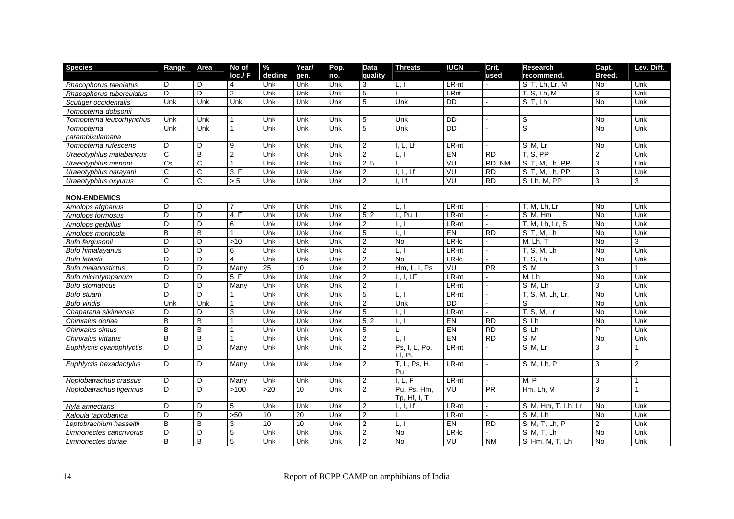| Species | Range | Area | No of loc./ F | % decline | Year/ gen. | Pop. no. | Data quality | Threats | IUCN | Crit. used | Research recommend. | Capt. Breed. | Lev. Diff. |
|---|---|---|---|---|---|---|---|---|---|---|---|---|---|
| *Rhacophorus taeniatus* | D | D | 4 | Unk | Unk | Unk | 3 | L, I | LR-nt | - | S, T, Lh, Lr, M | No | Unk |
| *Rhacophorus tuberculatus* | D | D | 2 | Unk | Unk | Unk | 5 | L | LRnt | | T, S, Lh, M | 3 | Unk |
| *Scutiger occidentalis* | Unk | Unk | Unk | Unk | Unk | Unk | 5 | Unk | DD | - | S, T, Lh | No | Unk |
| *Tomopterna dobsonii* | | | | | | | | | | | | | |
| *Tomopterna leucorhynchus* | Unk | Unk | 1 | Unk | Unk | Unk | 5 | Unk | DD | - | S | No | Unk |
| *Tomopterna parambikulamana* | Unk | Unk | 1 | Unk | Unk | Unk | 5 | Unk | DD | - | S | No | Unk |
| *Tomopterna rufescens* | D | D | 9 | Unk | Unk | Unk | 2 | I, L, Lf | LR-nt | - | S, M, Lr | No | Unk |
| *Uraeotyphlus malabaricus* | C | B | 2 | Unk | Unk | Unk | 2 | L, I | EN | RD | T, S, PP | 2 | Unk |
| *Uraeotyphlus menoni* | Cs | C | 1 | Unk | Unk | Unk | 2, 5 | I | VU | RD, NM | S, T, M, Lh, PP | 3 | Unk |
| *Uraeotyphlus narayani* | C | C | 3, F | Unk | Unk | Unk | 2 | I, L, Lf | VU | RD | S, T, M, Lh, PP | 3 | Unk |
| *Uraeotyphlus oxyurus* | C | C | > 5 | Unk | Unk | Unk | 2 | I, Lf | VU | RD | S, Lh, M, PP | 3 | 3 |
| **NON-ENDEMICS** | | | | | | | | | | | | | |
| *Amolops afghanus* | D | D | 7 | Unk | Unk | Unk | 2 | L, I | LR-nt | - | T, M, Lh, Lr | No | Unk |
| *Amolops formosus* | D | D | 4, F | Unk | Unk | Unk | 5, 2 | L, Pu, I | LR-nt | - | S, M, Hm | No | Unk |
| *Amolops gerbillus* | D | D | 6 | Unk | Unk | Unk | 2 | L, I | LR-nt | - | T, M, Lh, Lr, S | No | Unk |
| *Amolops monticola* | B | B | 1 | Unk | Unk | Unk | 5 | L, I | EN | RD | S, T, M, Lh | No | Unk |
| *Bufo fergusonii* | D | D | >10 | Unk | Unk | Unk | 2 | No | LR-lc | - | M, Lh, T | No | 3 |
| *Bufo himalayanus* | D | D | 6 | Unk | Unk | Unk | 2 | L, I | LR-nt | - | T, S, M, Lh | No | Unk |
| *Bufo latastii* | D | D | 4 | Unk | Unk | Unk | 2 | No | LR-lc | - | T, S, Lh | No | Unk |
| *Bufo melanostictus* | D | D | Many | 25 | 10 | Unk | 2 | Hm, L, I, Ps | VU | PR | S, M | 3 | 1 |
| *Bufo microtympanum* | D | D | 5, F | Unk | Unk | Unk | 2 | L, I, LF | LR-nt | - | M, Lh | No | Unk |
| *Bufo stomaticus* | D | D | Many | Unk | Unk | Unk | 2 | I | LR-nt | - | S, M, Lh | 3 | Unk |
| *Bufo stuarti* | D | D | 1 | Unk | Unk | Unk | 5 | L, I | LR-nt | - | T, S, M, Lh, Lr, | No | Unk |
| *Bufo viridis* | Unk | Unk | 1 | Unk | Unk | Unk | 2 | Unk | DD | - | S | No | Unk |
| *Chaparana sikimensis* | D | D | 3 | Unk | Unk | Unk | 5 | L, I | LR-nt | - | T, S, M, Lr | No | Unk |
| *Chirixalus doriae* | B | B | 1 | Unk | Unk | Unk | 5, 2 | L, I | EN | RD | S, Lh | No | Unk |
| *Chirixalus simus* | B | B | 1 | Unk | Unk | Unk | 5 | L | EN | RD | S, Lh | P | Unk |
| *Chirixalus vittatus* | B | B | 1 | Unk | Unk | Unk | 2 | L, I | EN | RD | S, M | No | Unk |
| *Euphlyctis cyanophlyctis* | D | D | Many | Unk | Unk | Unk | 2 | Ps, I, L, Po, Lf, Pu | LR-nt | - | S, M, Lr | 3 | 1 |
| *Euphlyctis hexadactylus* | D | D | Many | Unk | Unk | Unk | 2 | T, L, Ps, H, Pu | LR-nt | - | S, M, Lh, P | 3 | 2 |
| *Hoplobatrachus crassus* | D | D | Many | Unk | Unk | Unk | 2 | I, L, P | LR-nt | - | M, P | 3 | 1 |
| *Hoplobatrachus tigerinus* | D | D | >100 | >20 | 10 | Unk | 2 | Pu, Ps, Hm, Tp, Hf, I, T | VU | PR | Hm, Lh, M | 3 | 1 |
| *Hyla annectans* | D | D | 5 | Unk | Unk | Unk | 2 | L, I, Lf | LR-nt | - | S, M, Hm, T, Lh, Lr | No | Unk |
| *Kaloula taprobanica* | D | D | >50 | 10 | 20 | Unk | 2 | L | LR-nt | - | S, M, Lh | No | Unk |
| *Leptobrachium hasseltii* | B | B | 3 | 10 | 10 | Unk | 2 | L, I | EN | RD | S, M, T, Lh, P | 2 | Unk |
| *Limnonectes cancrivorus* | D | D | 5 | Unk | Unk | Unk | 2 | No | LR-lc | - | S, M, T, Lh | No | Unk |
| *Limnonectes doriae* | B | B | 5 | Unk | Unk | Unk | 2 | No | VU | NM | S, Hm, M, T, Lh | No | Unk |

Report of BCPP CAMP on amphibians of India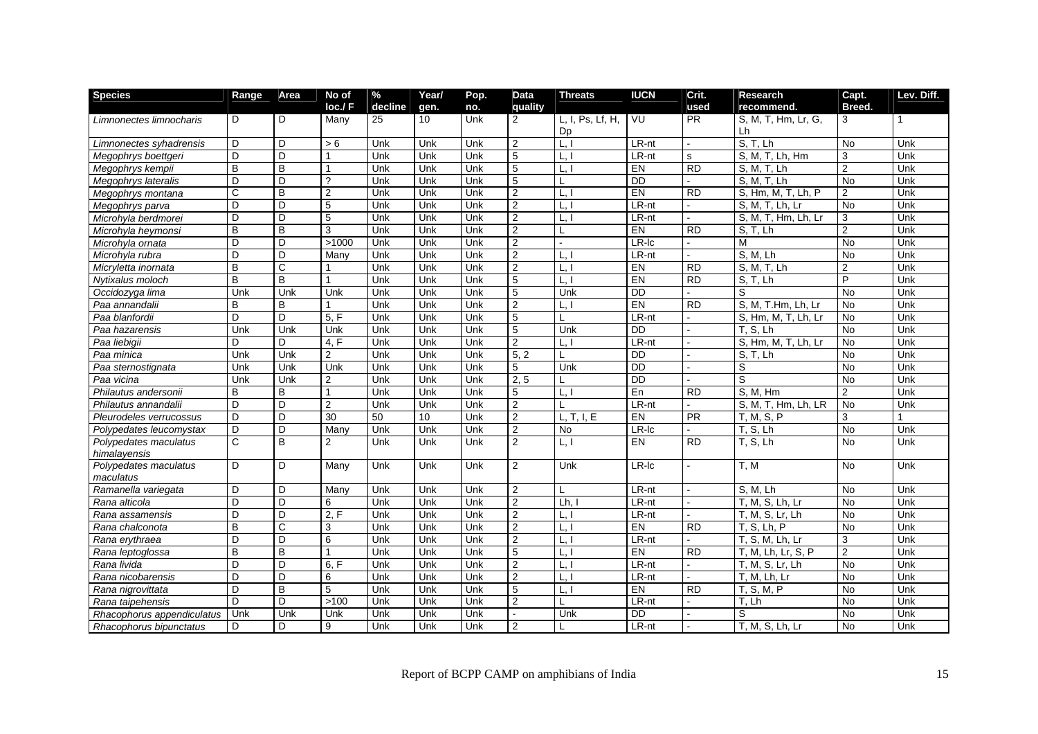| Species | Range | Area | No of loc./ F | % decline | Year/ gen. | Pop. no. | Data quality | Threats | IUCN | Crit. used | Research recommend. | Capt. Breed. | Lev. Diff. |
|---|---|---|---|---|---|---|---|---|---|---|---|---|---|
| *Limnonectes limnocharis* | D | D | Many | 25 | 10 | Unk | 2 | L, I, Ps, Lf, H, Dp | VU | PR | S, M, T, Hm, Lr, G, Lh | 3 | 1 |
| *Limnonectes syhadrensis* | D | D | > 6 | Unk | Unk | Unk | 2 | L, I | LR-nt | - | S, T, Lh | No | Unk |
| *Megophrys boettgeri* | D | D | 1 | Unk | Unk | Unk | 5 | L, I | LR-nt | s | S, M, T, Lh, Hm | 3 | Unk |
| *Megophrys kempii* | B | B | 1 | Unk | Unk | Unk | 5 | L, I | EN | RD | S, M, T, Lh | 2 | Unk |
| *Megophrys lateralis* | D | D | ? | Unk | Unk | Unk | 5 | L | DD | - | S, M, T, Lh | No | Unk |
| *Megophrys montana* | C | B | 2 | Unk | Unk | Unk | 2 | L, I | EN | RD | S, Hm, M, T, Lh, P | 2 | Unk |
| *Megophrys parva* | D | D | 5 | Unk | Unk | Unk | 2 | L, I | LR-nt | - | S, M, T, Lh, Lr | No | Unk |
| *Microhyla berdmorei* | D | D | 5 | Unk | Unk | Unk | 2 | L, I | LR-nt | - | S, M, T, Hm, Lh, Lr | 3 | Unk |
| *Microhyla heymonsi* | B | B | 3 | Unk | Unk | Unk | 2 | L | EN | RD | S, T, Lh | 2 | Unk |
| *Microhyla ornata* | D | D | >1000 | Unk | Unk | Unk | 2 | - | LR-lc | - | M | No | Unk |
| *Microhyla rubra* | D | D | Many | Unk | Unk | Unk | 2 | L, I | LR-nt | - | S, M, Lh | No | Unk |
| *Micryletta inornata* | B | C | 1 | Unk | Unk | Unk | 2 | L, I | EN | RD | S, M, T, Lh | 2 | Unk |
| *Nytixalus moloch* | B | B | 1 | Unk | Unk | Unk | 5 | L, I | EN | RD | S, T, Lh | P | Unk |
| *Occidozyga lima* | Unk | Unk | Unk | Unk | Unk | Unk | 5 | Unk | DD | - | S | No | Unk |
| *Paa annandalii* | B | B | 1 | Unk | Unk | Unk | 2 | L, I | EN | RD | S, M, T.Hm, Lh, Lr | No | Unk |
| *Paa blanfordii* | D | D | 5, F | Unk | Unk | Unk | 5 | L | LR-nt | - | S, Hm, M, T, Lh, Lr | No | Unk |
| *Paa hazarensis* | Unk | Unk | Unk | Unk | Unk | Unk | 5 | Unk | DD | - | T, S, Lh | No | Unk |
| *Paa liebigii* | D | D | 4, F | Unk | Unk | Unk | 2 | L, I | LR-nt | - | S, Hm, M, T, Lh, Lr | No | Unk |
| *Paa minica* | Unk | Unk | 2 | Unk | Unk | Unk | 5, 2 | L | DD | - | S, T, Lh | No | Unk |
| *Paa sternostignata* | Unk | Unk | Unk | Unk | Unk | Unk | 5 | Unk | DD | - | S | No | Unk |
| *Paa vicina* | Unk | Unk | 2 | Unk | Unk | Unk | 2, 5 | L | DD | - | S | No | Unk |
| *Philautus andersonii* | B | B | 1 | Unk | Unk | Unk | 5 | L, I | En | RD | S, M, Hm | 2 | Unk |
| *Philautus annandalii* | D | D | 2 | Unk | Unk | Unk | 2 | L | LR-nt | - | S, M, T, Hm, Lh, LR | No | Unk |
| *Pleurodeles verrucossus* | D | D | 30 | 50 | 10 | Unk | 2 | L, T, I, E | EN | PR | T, M, S, P | 3 | 1 |
| *Polypedates leucomystax* | D | D | Many | Unk | Unk | Unk | 2 | No | LR-lc | - | T, S, Lh | No | Unk |
| *Polypedates maculatus himalayensis* | C | B | 2 | Unk | Unk | Unk | 2 | L, I | EN | RD | T, S, Lh | No | Unk |
| *Polypedates maculatus maculatus* | D | D | Many | Unk | Unk | Unk | 2 | Unk | LR-lc | - | T, M | No | Unk |
| *Ramanella variegata* | D | D | Many | Unk | Unk | Unk | 2 | L | LR-nt | - | S, M, Lh | No | Unk |
| *Rana alticola* | D | D | 6 | Unk | Unk | Unk | 2 | Lh, I | LR-nt | - | T, M, S, Lh, Lr | No | Unk |
| *Rana assamensis* | D | D | 2, F | Unk | Unk | Unk | 2 | L, I | LR-nt | - | T, M, S, Lr, Lh | No | Unk |
| *Rana chalconota* | B | C | 3 | Unk | Unk | Unk | 2 | L, I | EN | RD | T, S, Lh, P | No | Unk |
| *Rana erythraea* | D | D | 6 | Unk | Unk | Unk | 2 | L, I | LR-nt | - | T, S, M, Lh, Lr | 3 | Unk |
| *Rana leptoglossa* | B | B | 1 | Unk | Unk | Unk | 5 | L, I | EN | RD | T, M, Lh, Lr, S, P | 2 | Unk |
| *Rana livida* | D | D | 6, F | Unk | Unk | Unk | 2 | L, I | LR-nt | - | T, M, S, Lr, Lh | No | Unk |
| *Rana nicobarensis* | D | D | 6 | Unk | Unk | Unk | 2 | L, I | LR-nt | - | T, M, Lh, Lr | No | Unk |
| *Rana nigrovittata* | D | B | 5 | Unk | Unk | Unk | 5 | L, I | EN | RD | T, S, M, P | No | Unk |
| *Rana taipehensis* | D | D | >100 | Unk | Unk | Unk | 2 | L | LR-nt | - | T, Lh | No | Unk |
| *Rhacophorus appendiculatus* | Unk | Unk | Unk | Unk | Unk | Unk | - | Unk | DD | - | S | No | Unk |
| *Rhacophorus bipunctatus* | D | D | 9 | Unk | Unk | Unk | 2 | L | LR-nt | - | T, M, S, Lh, Lr | No | Unk |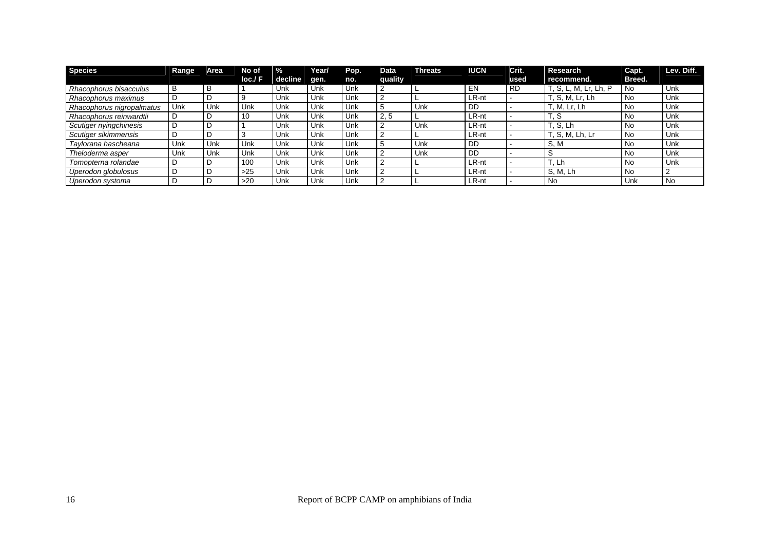| Species | Range | Area | No of loc./ F | % decline | Year/ gen. | Pop. no. | Data quality | Threats | IUCN | Crit. used | Research recommend. | Capt. Breed. | Lev. Diff. |
|---|---|---|---|---|---|---|---|---|---|---|---|---|---|
| *Rhacophorus bisacculus* | B | B | 1 | Unk | Unk | Unk | 2 | L | EN | RD | T, S, L, M, Lr, Lh, P | No | Unk |
| *Rhacophorus maximus* | D | D | 9 | Unk | Unk | Unk | 2 | L | LR-nt | - | T, S, M, Lr, Lh | No | Unk |
| *Rhacophorus nigropalmatus* | Unk | Unk | Unk | Unk | Unk | Unk | 5 | Unk | DD | - | T, M, Lr, Lh | No | Unk |
| *Rhacophorus reinwardtii* | D | D | 10 | Unk | Unk | Unk | 2, 5 | L | LR-nt | - | T, S | No | Unk |
| *Scutiger nyingchinesis* | D | D | 1 | Unk | Unk | Unk | 2 | Unk | LR-nt | - | T, S, Lh | No | Unk |
| *Scutiger sikimmensis* | D | D | 3 | Unk | Unk | Unk | 2 | L | LR-nt | - | T, S, M, Lh, Lr | No | Unk |
| *Taylorana hascheana* | Unk | Unk | Unk | Unk | Unk | Unk | 5 | Unk | DD | - | S, M | No | Unk |
| *Theloderma asper* | Unk | Unk | Unk | Unk | Unk | Unk | 2 | Unk | DD | - | S | No | Unk |
| *Tomopterna rolandae* | D | D | 100 | Unk | Unk | Unk | 2 | L | LR-nt | - | T, Lh | No | Unk |
| *Uperodon globulosus* | D | D | >25 | Unk | Unk | Unk | 2 | L | LR-nt | - | S, M, Lh | No | 2 |
| *Uperodon systoma* | D | D | >20 | Unk | Unk | Unk | 2 | L | LR-nt | - | No | Unk | No |